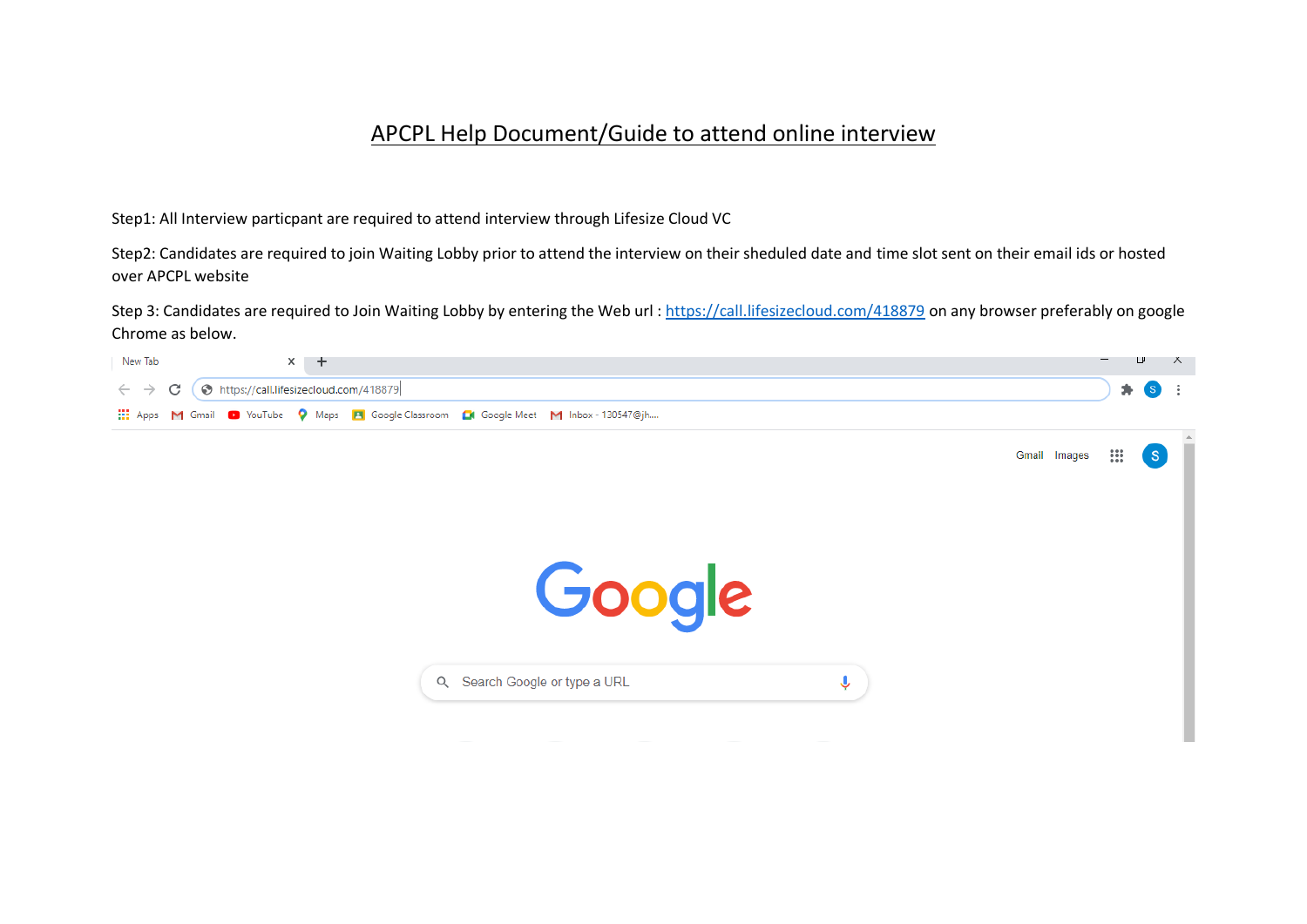# APCPL Help Document/Guide to attend online interview

Step1: All Interview particpant are required to attend interview through Lifesize Cloud VC

Step2: Candidates are required to join Waiting Lobby prior to attend the interview on their sheduled date and time slot sent on their email ids or hosted over APCPL website

Step 3: Candidates are required to Join Waiting Lobby by entering the Web url : [https://call.lifesizecloud.com/418879](https://call.lifesizecloud.com/418879) on any browser preferably on google Chrome as below.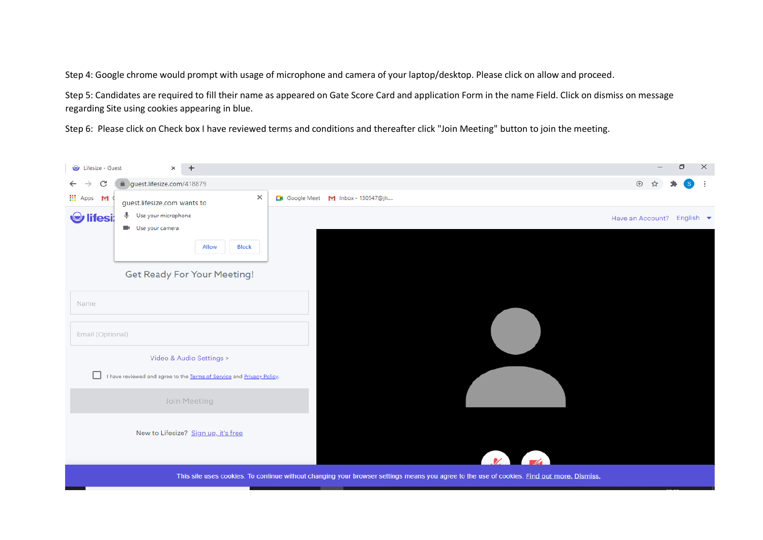Step 4: Google chrome would prompt with usage of microphone and camera of your laptop/desktop. Please click on allow and proceed.

Step 5: Candidates are required to fill their name as appeared on Gate Score Card and application Form in the name Field. Click on dismiss on message regarding Site using cookies appearing in blue.

Step 6: Please click on Check box I have reviewed terms and conditions and thereafter click "Join Meeting" button to join the meeting.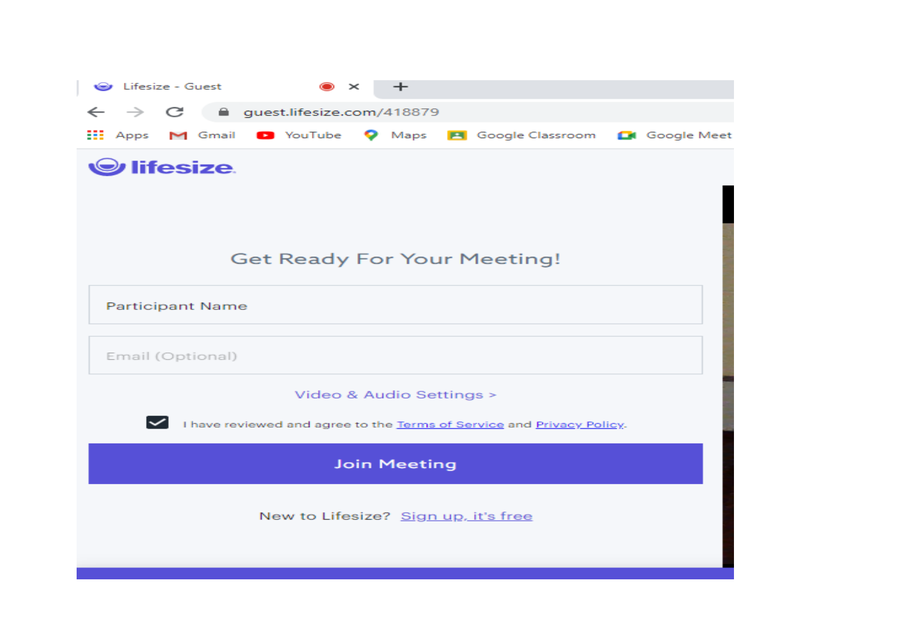Lifesize - Guest

guest.lifesize.com/418879

Apps | Gmail | YouTube | Maps | Google Classroom | Google Meet

lifesize

## Get Ready For Your Meeting!

Participant Name

Email (Optional)

Video & Audio Settings >

- [x] I have reviewed and agree to the Terms of Service and Privacy Policy.

**Join Meeting**

New to Lifesize? Sign up, it's free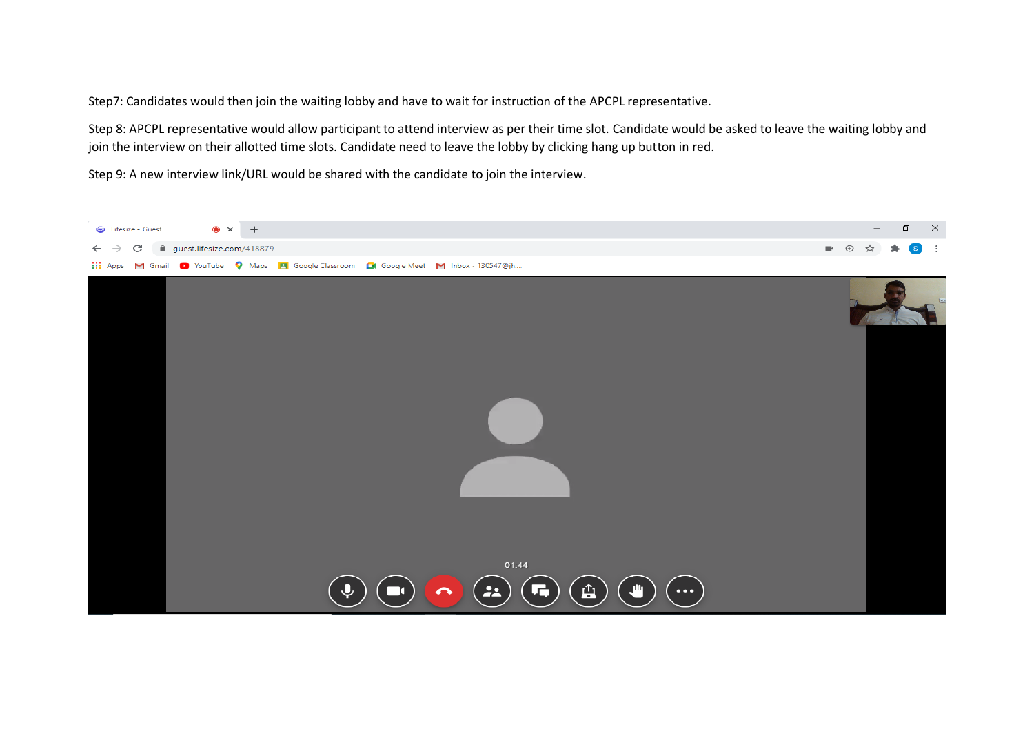Step7: Candidates would then join the waiting lobby and have to wait for instruction of the APCPL representative.

Step 8: APCPL representative would allow participant to attend interview as per their time slot. Candidate would be asked to leave the waiting lobby and join the interview on their allotted time slots. Candidate need to leave the lobby by clicking hang up button in red.

Step 9: A new interview link/URL would be shared with the candidate to join the interview.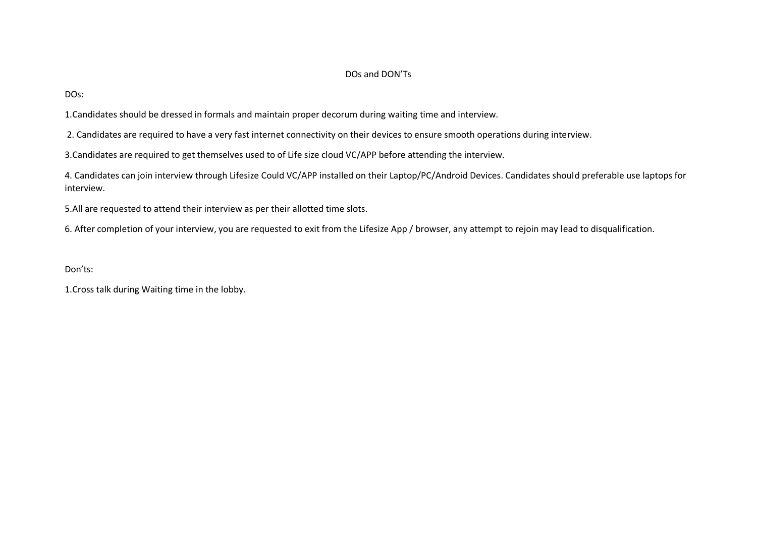# DOs and DON'Ts

DOs:

1. Candidates should be dressed in formals and maintain proper decorum during waiting time and interview.

2. Candidates are required to have a very fast internet connectivity on their devices to ensure smooth operations during interview.

3. Candidates are required to get themselves used to of Life size cloud VC/APP before attending the interview.

4. Candidates can join interview through Lifesize Could VC/APP installed on their Laptop/PC/Android Devices. Candidates should preferable use laptops for interview.

5. All are requested to attend their interview as per their allotted time slots.

6. After completion of your interview, you are requested to exit from the Lifesize App / browser, any attempt to rejoin may lead to disqualification.

Don'ts:

1. Cross talk during Waiting time in the lobby.